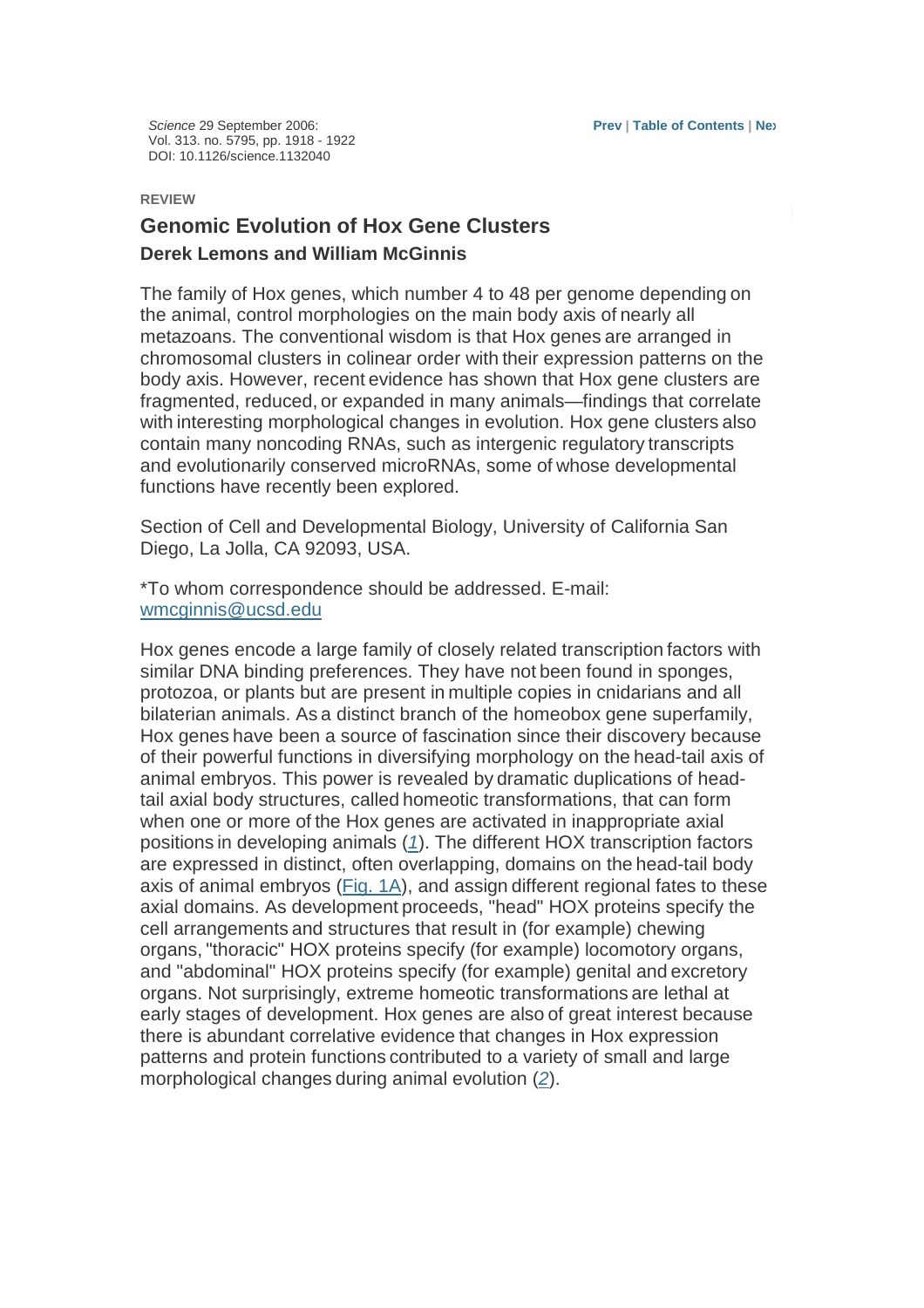*Science* 29 September 2006:
Vol. 313. no. 5795, pp. 1918 - 1922
DOI: 10.1126/science.1132040

REVIEW

# Genomic Evolution of Hox Gene Clusters

**Derek Lemons and William McGinnis**

The family of Hox genes, which number 4 to 48 per genome depending on the animal, control morphologies on the main body axis of nearly all metazoans. The conventional wisdom is that Hox genes are arranged in chromosomal clusters in colinear order with their expression patterns on the body axis. However, recent evidence has shown that Hox gene clusters are fragmented, reduced, or expanded in many animals—findings that correlate with interesting morphological changes in evolution. Hox gene clusters also contain many noncoding RNAs, such as intergenic regulatory transcripts and evolutionarily conserved microRNAs, some of whose developmental functions have recently been explored.

Section of Cell and Developmental Biology, University of California San Diego, La Jolla, CA 92093, USA.

*To whom correspondence should be addressed. E-mail: wmcginnis@ucsd.edu

Hox genes encode a large family of closely related transcription factors with similar DNA binding preferences. They have not been found in sponges, protozoa, or plants but are present in multiple copies in cnidarians and all bilaterian animals. As a distinct branch of the homeobox gene superfamily, Hox genes have been a source of fascination since their discovery because of their powerful functions in diversifying morphology on the head-tail axis of animal embryos. This power is revealed by dramatic duplications of head-tail axial body structures, called homeotic transformations, that can form when one or more of the Hox genes are activated in inappropriate axial positions in developing animals (*1*). The different HOX transcription factors are expressed in distinct, often overlapping, domains on the head-tail body axis of animal embryos (Fig. 1A), and assign different regional fates to these axial domains. As development proceeds, "head" HOX proteins specify the cell arrangements and structures that result in (for example) chewing organs, "thoracic" HOX proteins specify (for example) locomotory organs, and "abdominal" HOX proteins specify (for example) genital and excretory organs. Not surprisingly, extreme homeotic transformations are lethal at early stages of development. Hox genes are also of great interest because there is abundant correlative evidence that changes in Hox expression patterns and protein functions contributed to a variety of small and large morphological changes during animal evolution (*2*).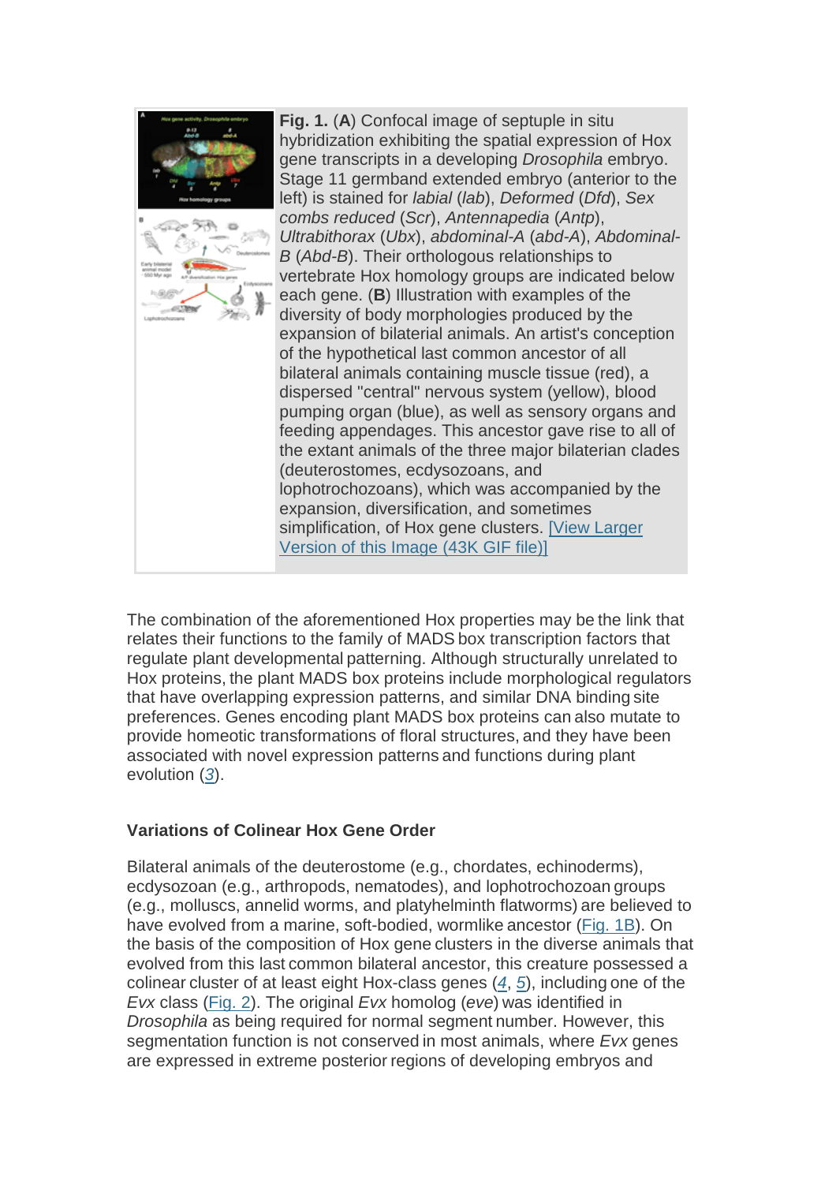**Fig. 1.** (**A**) Confocal image of septuple in situ hybridization exhibiting the spatial expression of Hox gene transcripts in a developing *Drosophila* embryo. Stage 11 germband extended embryo (anterior to the left) is stained for *labial* (*lab*), *Deformed* (*Dfd*), *Sex combs reduced* (*Scr*), *Antennapedia* (*Antp*), *Ultrabithorax* (*Ubx*), *abdominal-A* (*abd-A*), *Abdominal-B* (*Abd-B*). Their orthologous relationships to vertebrate Hox homology groups are indicated below each gene. (**B**) Illustration with examples of the diversity of body morphologies produced by the expansion of bilateral animals. An artist's conception of the hypothetical last common ancestor of all bilateral animals containing muscle tissue (red), a dispersed "central" nervous system (yellow), blood pumping organ (blue), as well as sensory organs and feeding appendages. This ancestor gave rise to all of the extant animals of the three major bilaterian clades (deuterostomes, ecdysozoans, and lophotrochozoans), which was accompanied by the expansion, diversification, and sometimes simplification, of Hox gene clusters. [View Larger Version of this Image (43K GIF file)]

The combination of the aforementioned Hox properties may be the link that relates their functions to the family of MADS box transcription factors that regulate plant developmental patterning. Although structurally unrelated to Hox proteins, the plant MADS box proteins include morphological regulators that have overlapping expression patterns, and similar DNA binding site preferences. Genes encoding plant MADS box proteins can also mutate to provide homeotic transformations of floral structures, and they have been associated with novel expression patterns and functions during plant evolution (*3*).

### Variations of Colinear Hox Gene Order

Bilateral animals of the deuterostome (e.g., chordates, echinoderms), ecdysozoan (e.g., arthropods, nematodes), and lophotrochozoan groups (e.g., molluscs, annelid worms, and platyhelminth flatworms) are believed to have evolved from a marine, soft-bodied, wormlike ancestor (Fig. 1B). On the basis of the composition of Hox gene clusters in the diverse animals that evolved from this last common bilateral ancestor, this creature possessed a colinear cluster of at least eight Hox-class genes (*4*, *5*), including one of the *Evx* class (Fig. 2). The original *Evx* homolog (*eve*) was identified in *Drosophila* as being required for normal segment number. However, this segmentation function is not conserved in most animals, where *Evx* genes are expressed in extreme posterior regions of developing embryos and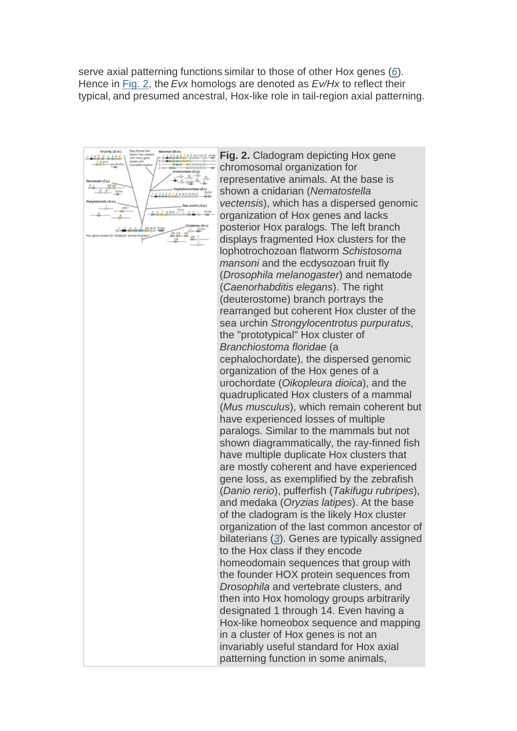serve axial patterning functions similar to those of other Hox genes (6). Hence in Fig. 2, the *Evx* homologs are denoted as *Ev/Hx* to reflect their typical, and presumed ancestral, Hox-like role in tail-region axial patterning.

**Fig. 2.** Cladogram depicting Hox gene chromosomal organization for representative animals. At the base is shown a cnidarian (*Nematostella vectensis*), which has a dispersed genomic organization of Hox genes and lacks posterior Hox paralogs. The left branch displays fragmented Hox clusters for the lophotrochozoan flatworm *Schistosoma mansoni* and the ecdysozoan fruit fly (*Drosophila melanogaster*) and nematode (*Caenorhabditis elegans*). The right (deuterostome) branch portrays the rearranged but coherent Hox cluster of the sea urchin *Strongylocentrotus purpuratus*, the "prototypical" Hox cluster of *Branchiostoma floridae* (a cephalochordate), the dispersed genomic organization of the Hox genes of a urochordate (*Oikopleura dioica*), and the quadruplicated Hox clusters of a mammal (*Mus musculus*), which remain coherent but have experienced losses of multiple paralogs. Similar to the mammals but not shown diagrammatically, the ray-finned fish have multiple duplicate Hox clusters that are mostly coherent and have experienced gene loss, as exemplified by the zebrafish (*Danio rerio*), pufferfish (*Takifugu rubripes*), and medaka (*Oryzias latipes*). At the base of the cladogram is the likely Hox cluster organization of the last common ancestor of bilaterians (3). Genes are typically assigned to the Hox class if they encode homeodomain sequences that group with the founder HOX protein sequences from *Drosophila* and vertebrate clusters, and then into Hox homology groups arbitrarily designated 1 through 14. Even having a Hox-like homeobox sequence and mapping in a cluster of Hox genes is not an invariably useful standard for Hox axial patterning function in some animals,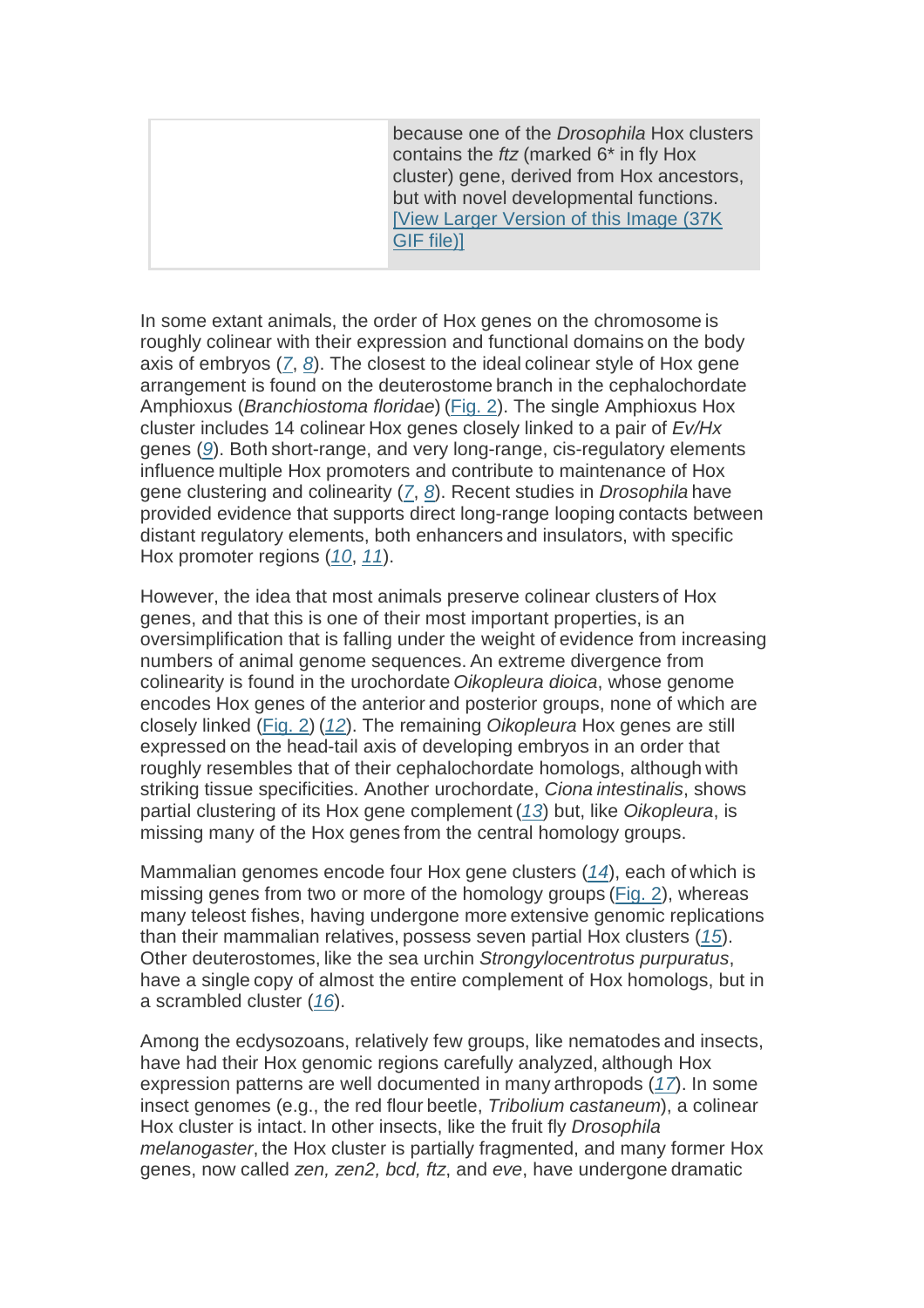because one of the *Drosophila* Hox clusters contains the *ftz* (marked 6* in fly Hox cluster) gene, derived from Hox ancestors, but with novel developmental functions. [View Larger Version of this Image (37K GIF file)]

In some extant animals, the order of Hox genes on the chromosome is roughly colinear with their expression and functional domains on the body axis of embryos (*7*, *8*). The closest to the ideal colinear style of Hox gene arrangement is found on the deuterostome branch in the cephalochordate Amphioxus (*Branchiostoma floridae*) (Fig. 2). The single Amphioxus Hox cluster includes 14 colinear Hox genes closely linked to a pair of *Ev/Hx* genes (*9*). Both short-range, and very long-range, cis-regulatory elements influence multiple Hox promoters and contribute to maintenance of Hox gene clustering and colinearity (*7*, *8*). Recent studies in *Drosophila* have provided evidence that supports direct long-range looping contacts between distant regulatory elements, both enhancers and insulators, with specific Hox promoter regions (*10*, *11*).

However, the idea that most animals preserve colinear clusters of Hox genes, and that this is one of their most important properties, is an oversimplification that is falling under the weight of evidence from increasing numbers of animal genome sequences. An extreme divergence from colinearity is found in the urochordate *Oikopleura dioica*, whose genome encodes Hox genes of the anterior and posterior groups, none of which are closely linked (Fig. 2) (*12*). The remaining *Oikopleura* Hox genes are still expressed on the head-tail axis of developing embryos in an order that roughly resembles that of their cephalochordate homologs, although with striking tissue specificities. Another urochordate, *Ciona intestinalis*, shows partial clustering of its Hox gene complement (*13*) but, like *Oikopleura*, is missing many of the Hox genes from the central homology groups.

Mammalian genomes encode four Hox gene clusters (*14*), each of which is missing genes from two or more of the homology groups (Fig. 2), whereas many teleost fishes, having undergone more extensive genomic replications than their mammalian relatives, possess seven partial Hox clusters (*15*). Other deuterostomes, like the sea urchin *Strongylocentrotus purpuratus*, have a single copy of almost the entire complement of Hox homologs, but in a scrambled cluster (*16*).

Among the ecdysozoans, relatively few groups, like nematodes and insects, have had their Hox genomic regions carefully analyzed, although Hox expression patterns are well documented in many arthropods (*17*). In some insect genomes (e.g., the red flour beetle, *Tribolium castaneum*), a colinear Hox cluster is intact. In other insects, like the fruit fly *Drosophila melanogaster*, the Hox cluster is partially fragmented, and many former Hox genes, now called *zen, zen2, bcd, ftz*, and *eve*, have undergone dramatic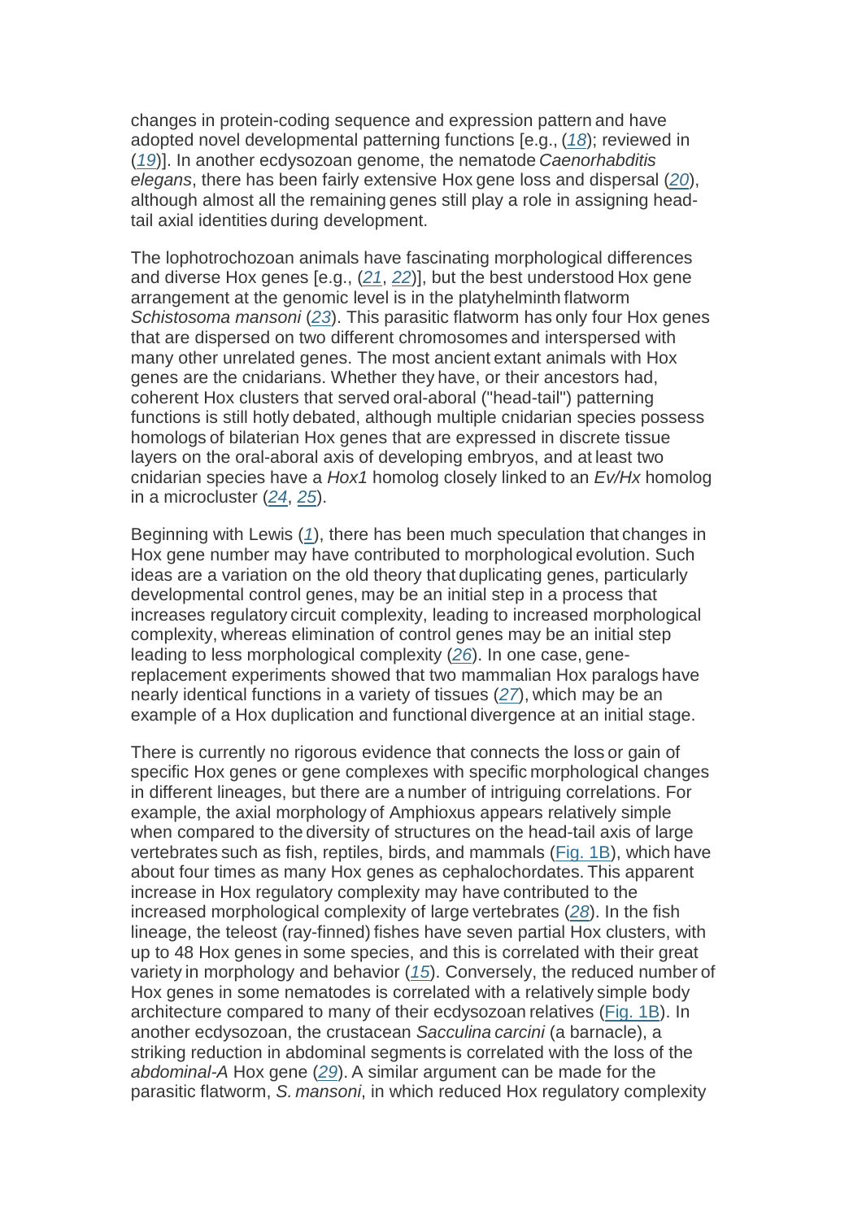changes in protein-coding sequence and expression pattern and have adopted novel developmental patterning functions [e.g., (*18*); reviewed in (*19*)]. In another ecdysozoan genome, the nematode *Caenorhabditis elegans*, there has been fairly extensive Hox gene loss and dispersal (*20*), although almost all the remaining genes still play a role in assigning head-tail axial identities during development.

The lophotrochozoan animals have fascinating morphological differences and diverse Hox genes [e.g., (*21*, *22*)], but the best understood Hox gene arrangement at the genomic level is in the platyhelminth flatworm *Schistosoma mansoni* (*23*). This parasitic flatworm has only four Hox genes that are dispersed on two different chromosomes and interspersed with many other unrelated genes. The most ancient extant animals with Hox genes are the cnidarians. Whether they have, or their ancestors had, coherent Hox clusters that served oral-aboral ("head-tail") patterning functions is still hotly debated, although multiple cnidarian species possess homologs of bilaterian Hox genes that are expressed in discrete tissue layers on the oral-aboral axis of developing embryos, and at least two cnidarian species have a *Hox1* homolog closely linked to an *Ev/Hx* homolog in a microcluster (*24*, *25*).

Beginning with Lewis (*1*), there has been much speculation that changes in Hox gene number may have contributed to morphological evolution. Such ideas are a variation on the old theory that duplicating genes, particularly developmental control genes, may be an initial step in a process that increases regulatory circuit complexity, leading to increased morphological complexity, whereas elimination of control genes may be an initial step leading to less morphological complexity (*26*). In one case, gene-replacement experiments showed that two mammalian Hox paralogs have nearly identical functions in a variety of tissues (*27*), which may be an example of a Hox duplication and functional divergence at an initial stage.

There is currently no rigorous evidence that connects the loss or gain of specific Hox genes or gene complexes with specific morphological changes in different lineages, but there are a number of intriguing correlations. For example, the axial morphology of Amphioxus appears relatively simple when compared to the diversity of structures on the head-tail axis of large vertebrates such as fish, reptiles, birds, and mammals (Fig. 1B), which have about four times as many Hox genes as cephalochordates. This apparent increase in Hox regulatory complexity may have contributed to the increased morphological complexity of large vertebrates (*28*). In the fish lineage, the teleost (ray-finned) fishes have seven partial Hox clusters, with up to 48 Hox genes in some species, and this is correlated with their great variety in morphology and behavior (*15*). Conversely, the reduced number of Hox genes in some nematodes is correlated with a relatively simple body architecture compared to many of their ecdysozoan relatives (Fig. 1B). In another ecdysozoan, the crustacean *Sacculina carcini* (a barnacle), a striking reduction in abdominal segments is correlated with the loss of the *abdominal-A* Hox gene (*29*). A similar argument can be made for the parasitic flatworm, *S. mansoni*, in which reduced Hox regulatory complexity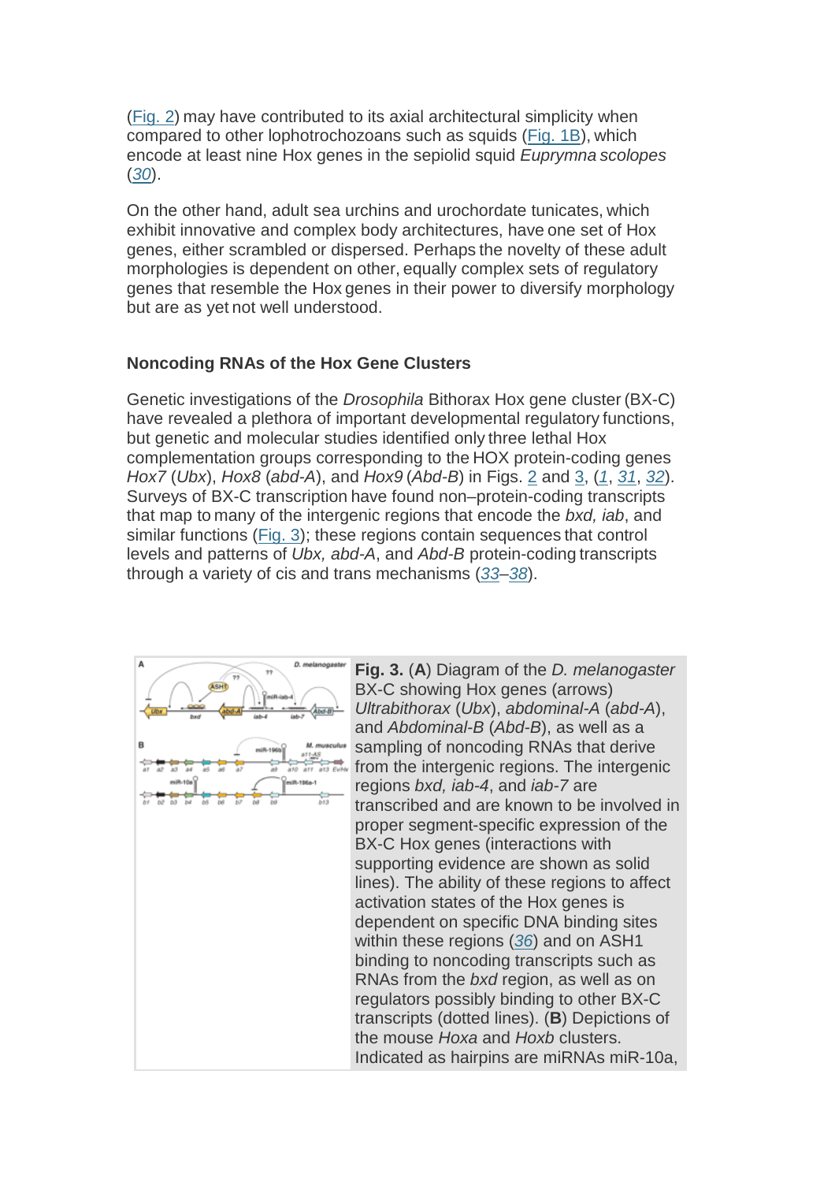(Fig. 2) may have contributed to its axial architectural simplicity when compared to other lophotrochozoans such as squids (Fig. 1B), which encode at least nine Hox genes in the sepiolid squid *Euprymna scolopes* (30).

On the other hand, adult sea urchins and urochordate tunicates, which exhibit innovative and complex body architectures, have one set of Hox genes, either scrambled or dispersed. Perhaps the novelty of these adult morphologies is dependent on other, equally complex sets of regulatory genes that resemble the Hox genes in their power to diversify morphology but are as yet not well understood.

### Noncoding RNAs of the Hox Gene Clusters

Genetic investigations of the *Drosophila* Bithorax Hox gene cluster (BX-C) have revealed a plethora of important developmental regulatory functions, but genetic and molecular studies identified only three lethal Hox complementation groups corresponding to the HOX protein-coding genes *Hox7* (*Ubx*), *Hox8* (*abd-A*), and *Hox9* (*Abd-B*) in Figs. 2 and 3, (1, 31, 32). Surveys of BX-C transcription have found non–protein-coding transcripts that map to many of the intergenic regions that encode the *bxd, iab*, and similar functions (Fig. 3); these regions contain sequences that control levels and patterns of *Ubx, abd-A*, and *Abd-B* protein-coding transcripts through a variety of cis and trans mechanisms (33–38).

**Fig. 3.** (**A**) Diagram of the *D. melanogaster* BX-C showing Hox genes (arrows) *Ultrabithorax* (*Ubx*), *abdominal-A* (*abd-A*), and *Abdominal-B* (*Abd-B*), as well as a sampling of noncoding RNAs that derive from the intergenic regions. The intergenic regions *bxd, iab-4*, and *iab-7* are transcribed and are known to be involved in proper segment-specific expression of the BX-C Hox genes (interactions with supporting evidence are shown as solid lines). The ability of these regions to affect activation states of the Hox genes is dependent on specific DNA binding sites within these regions (36) and on ASH1 binding to noncoding transcripts such as RNAs from the *bxd* region, as well as on regulators possibly binding to other BX-C transcripts (dotted lines). (**B**) Depictions of the mouse *Hoxa* and *Hoxb* clusters. Indicated as hairpins are miRNAs miR-10a,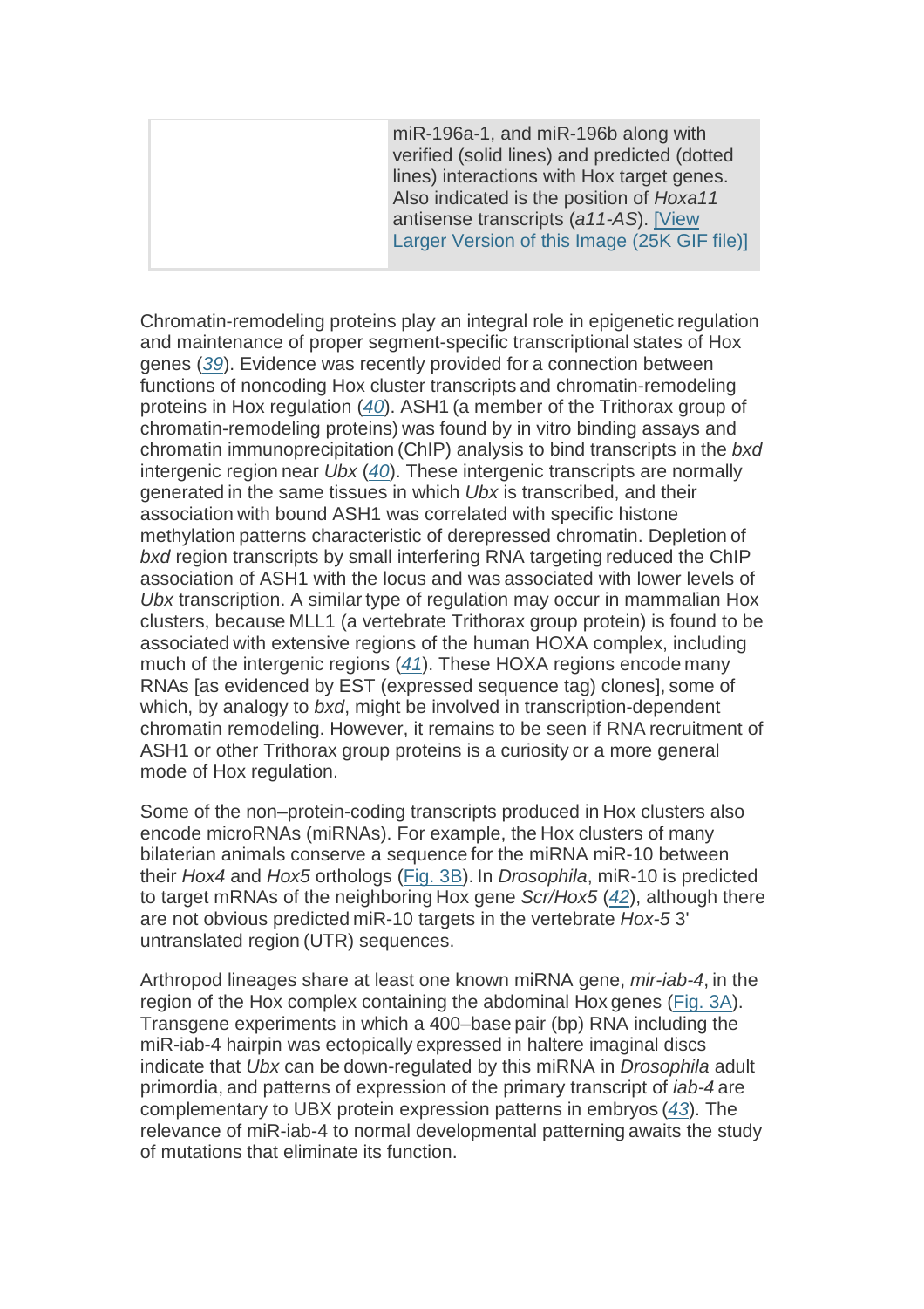miR-196a-1, and miR-196b along with verified (solid lines) and predicted (dotted lines) interactions with Hox target genes. Also indicated is the position of *Hoxa11* antisense transcripts (*a11-AS*). [View Larger Version of this Image (25K GIF file)]

Chromatin-remodeling proteins play an integral role in epigenetic regulation and maintenance of proper segment-specific transcriptional states of Hox genes (*39*). Evidence was recently provided for a connection between functions of noncoding Hox cluster transcripts and chromatin-remodeling proteins in Hox regulation (*40*). ASH1 (a member of the Trithorax group of chromatin-remodeling proteins) was found by in vitro binding assays and chromatin immunoprecipitation (ChIP) analysis to bind transcripts in the *bxd* intergenic region near *Ubx* (*40*). These intergenic transcripts are normally generated in the same tissues in which *Ubx* is transcribed, and their association with bound ASH1 was correlated with specific histone methylation patterns characteristic of derepressed chromatin. Depletion of *bxd* region transcripts by small interfering RNA targeting reduced the ChIP association of ASH1 with the locus and was associated with lower levels of *Ubx* transcription. A similar type of regulation may occur in mammalian Hox clusters, because MLL1 (a vertebrate Trithorax group protein) is found to be associated with extensive regions of the human HOXA complex, including much of the intergenic regions (*41*). These HOXA regions encode many RNAs [as evidenced by EST (expressed sequence tag) clones], some of which, by analogy to *bxd*, might be involved in transcription-dependent chromatin remodeling. However, it remains to be seen if RNA recruitment of ASH1 or other Trithorax group proteins is a curiosity or a more general mode of Hox regulation.

Some of the non–protein-coding transcripts produced in Hox clusters also encode microRNAs (miRNAs). For example, the Hox clusters of many bilaterian animals conserve a sequence for the miRNA miR-10 between their *Hox4* and *Hox5* orthologs (Fig. 3B). In *Drosophila*, miR-10 is predicted to target mRNAs of the neighboring Hox gene *Scr/Hox5* (*42*), although there are not obvious predicted miR-10 targets in the vertebrate *Hox-5* 3' untranslated region (UTR) sequences.

Arthropod lineages share at least one known miRNA gene, *mir-iab-4*, in the region of the Hox complex containing the abdominal Hox genes (Fig. 3A). Transgene experiments in which a 400–base pair (bp) RNA including the miR-iab-4 hairpin was ectopically expressed in haltere imaginal discs indicate that *Ubx* can be down-regulated by this miRNA in *Drosophila* adult primordia, and patterns of expression of the primary transcript of *iab-4* are complementary to UBX protein expression patterns in embryos (*43*). The relevance of miR-iab-4 to normal developmental patterning awaits the study of mutations that eliminate its function.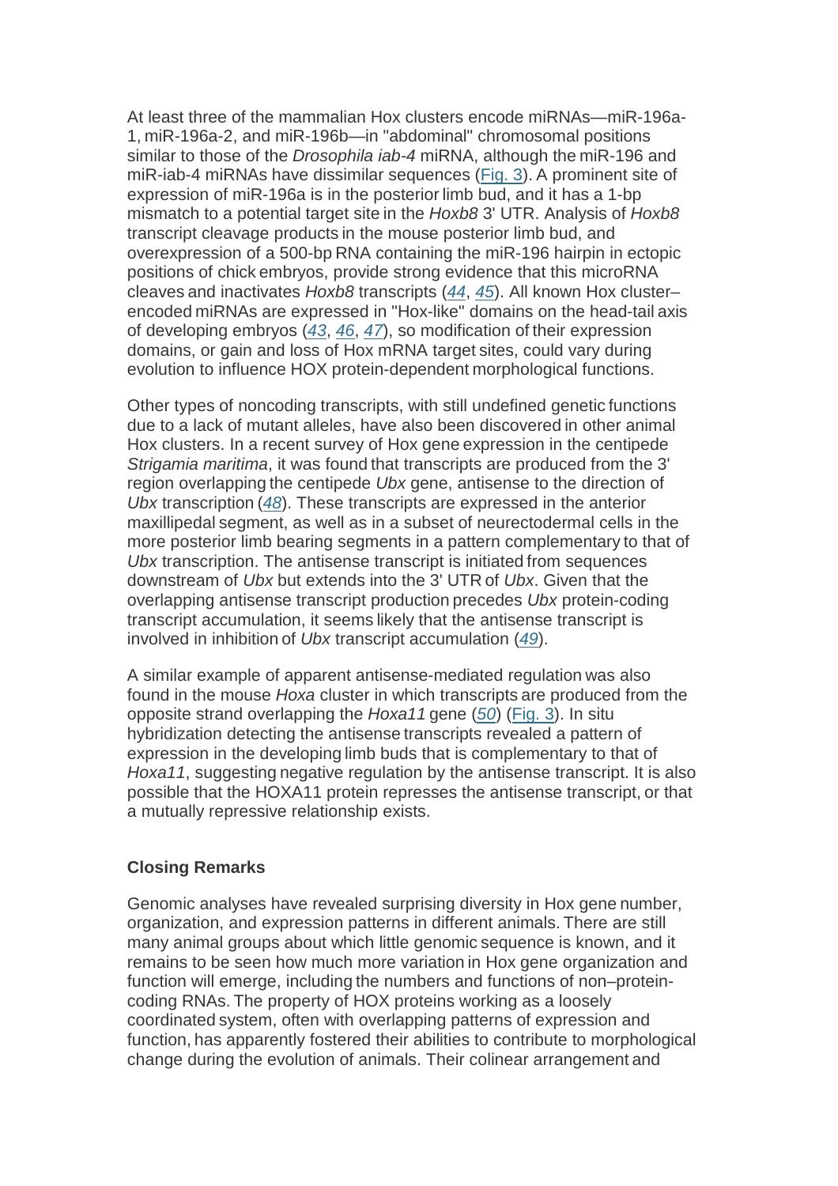At least three of the mammalian Hox clusters encode miRNAs—miR-196a-1, miR-196a-2, and miR-196b—in "abdominal" chromosomal positions similar to those of the *Drosophila iab-4* miRNA, although the miR-196 and miR-iab-4 miRNAs have dissimilar sequences (Fig. 3). A prominent site of expression of miR-196a is in the posterior limb bud, and it has a 1-bp mismatch to a potential target site in the *Hoxb8* 3' UTR. Analysis of *Hoxb8* transcript cleavage products in the mouse posterior limb bud, and overexpression of a 500-bp RNA containing the miR-196 hairpin in ectopic positions of chick embryos, provide strong evidence that this microRNA cleaves and inactivates *Hoxb8* transcripts (*44*, *45*). All known Hox cluster–encoded miRNAs are expressed in "Hox-like" domains on the head-tail axis of developing embryos (*43*, *46*, *47*), so modification of their expression domains, or gain and loss of Hox mRNA target sites, could vary during evolution to influence HOX protein-dependent morphological functions.

Other types of noncoding transcripts, with still undefined genetic functions due to a lack of mutant alleles, have also been discovered in other animal Hox clusters. In a recent survey of Hox gene expression in the centipede *Strigamia maritima*, it was found that transcripts are produced from the 3' region overlapping the centipede *Ubx* gene, antisense to the direction of *Ubx* transcription (*48*). These transcripts are expressed in the anterior maxillipedal segment, as well as in a subset of neurectodermal cells in the more posterior limb bearing segments in a pattern complementary to that of *Ubx* transcription. The antisense transcript is initiated from sequences downstream of *Ubx* but extends into the 3' UTR of *Ubx*. Given that the overlapping antisense transcript production precedes *Ubx* protein-coding transcript accumulation, it seems likely that the antisense transcript is involved in inhibition of *Ubx* transcript accumulation (*49*).

A similar example of apparent antisense-mediated regulation was also found in the mouse *Hoxa* cluster in which transcripts are produced from the opposite strand overlapping the *Hoxa11* gene (*50*) (Fig. 3). In situ hybridization detecting the antisense transcripts revealed a pattern of expression in the developing limb buds that is complementary to that of *Hoxa11*, suggesting negative regulation by the antisense transcript. It is also possible that the HOXA11 protein represses the antisense transcript, or that a mutually repressive relationship exists.

**Closing Remarks**

Genomic analyses have revealed surprising diversity in Hox gene number, organization, and expression patterns in different animals. There are still many animal groups about which little genomic sequence is known, and it remains to be seen how much more variation in Hox gene organization and function will emerge, including the numbers and functions of non–protein-coding RNAs. The property of HOX proteins working as a loosely coordinated system, often with overlapping patterns of expression and function, has apparently fostered their abilities to contribute to morphological change during the evolution of animals. Their colinear arrangement and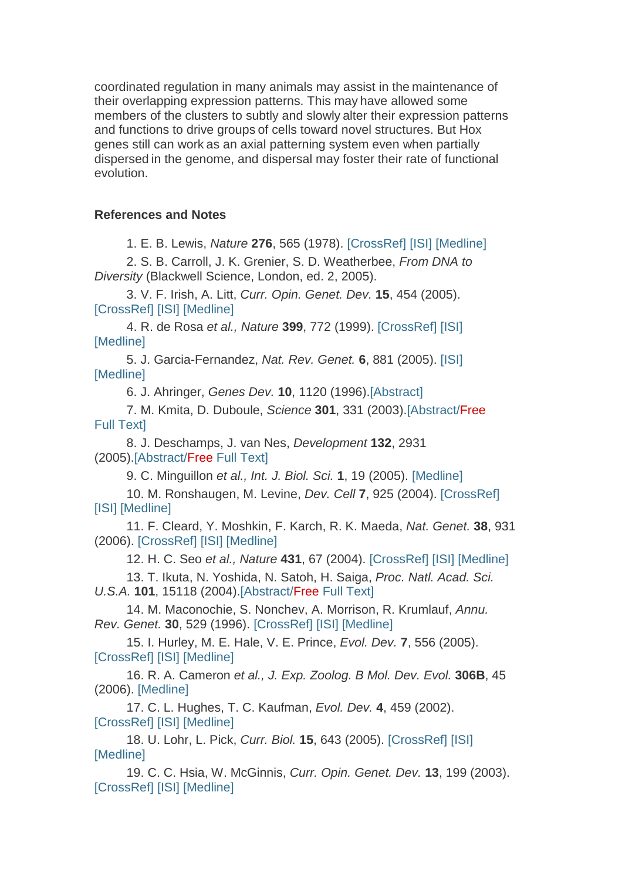coordinated regulation in many animals may assist in the maintenance of their overlapping expression patterns. This may have allowed some members of the clusters to subtly and slowly alter their expression patterns and functions to drive groups of cells toward novel structures. But Hox genes still can work as an axial patterning system even when partially dispersed in the genome, and dispersal may foster their rate of functional evolution.

## References and Notes

1. E. B. Lewis, *Nature* **276**, 565 (1978). [CrossRef] [ISI] [Medline]
2. S. B. Carroll, J. K. Grenier, S. D. Weatherbee, *From DNA to Diversity* (Blackwell Science, London, ed. 2, 2005).
3. V. F. Irish, A. Litt, *Curr. Opin. Genet. Dev.* **15**, 454 (2005). [CrossRef] [ISI] [Medline]
4. R. de Rosa *et al., Nature* **399**, 772 (1999). [CrossRef] [ISI] [Medline]
5. J. Garcia-Fernandez, *Nat. Rev. Genet.* **6**, 881 (2005). [ISI] [Medline]
6. J. Ahringer, *Genes Dev.* **10**, 1120 (1996).[Abstract]
7. M. Kmita, D. Duboule, *Science* **301**, 331 (2003).[Abstract/Free Full Text]
8. J. Deschamps, J. van Nes, *Development* **132**, 2931 (2005).[Abstract/Free Full Text]
9. C. Minguillon *et al., Int. J. Biol. Sci.* **1**, 19 (2005). [Medline]
10. M. Ronshaugen, M. Levine, *Dev. Cell* **7**, 925 (2004). [CrossRef] [ISI] [Medline]
11. F. Cleard, Y. Moshkin, F. Karch, R. K. Maeda, *Nat. Genet.* **38**, 931 (2006). [CrossRef] [ISI] [Medline]
12. H. C. Seo *et al., Nature* **431**, 67 (2004). [CrossRef] [ISI] [Medline]
13. T. Ikuta, N. Yoshida, N. Satoh, H. Saiga, *Proc. Natl. Acad. Sci. U.S.A.* **101**, 15118 (2004).[Abstract/Free Full Text]
14. M. Maconochie, S. Nonchev, A. Morrison, R. Krumlauf, *Annu. Rev. Genet.* **30**, 529 (1996). [CrossRef] [ISI] [Medline]
15. I. Hurley, M. E. Hale, V. E. Prince, *Evol. Dev.* **7**, 556 (2005). [CrossRef] [ISI] [Medline]
16. R. A. Cameron *et al., J. Exp. Zoolog. B Mol. Dev. Evol.* **306B**, 45 (2006). [Medline]
17. C. L. Hughes, T. C. Kaufman, *Evol. Dev.* **4**, 459 (2002). [CrossRef] [ISI] [Medline]
18. U. Lohr, L. Pick, *Curr. Biol.* **15**, 643 (2005). [CrossRef] [ISI] [Medline]
19. C. C. Hsia, W. McGinnis, *Curr. Opin. Genet. Dev.* **13**, 199 (2003). [CrossRef] [ISI] [Medline]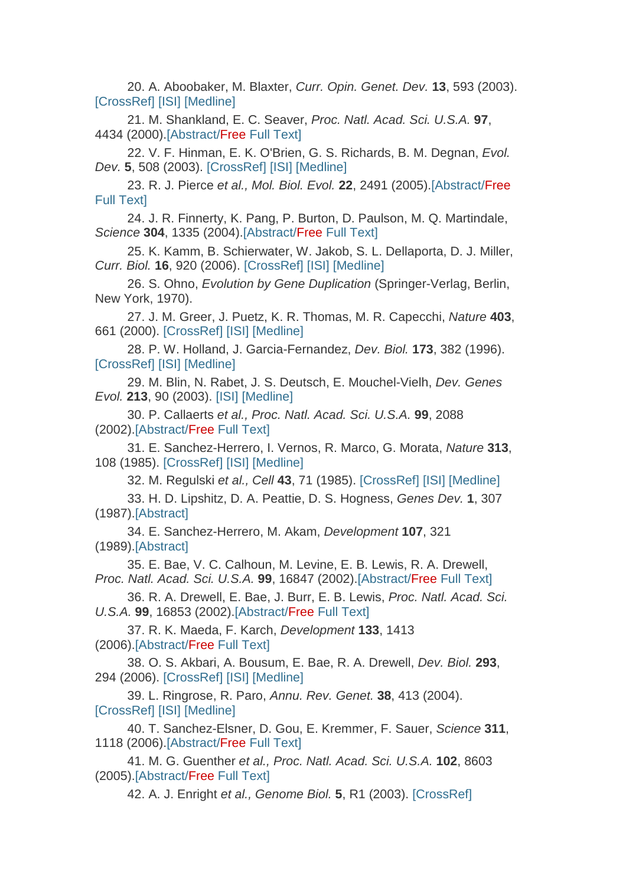20. A. Aboobaker, M. Blaxter, *Curr. Opin. Genet. Dev.* **13**, 593 (2003). [CrossRef] [ISI] [Medline]

21. M. Shankland, E. C. Seaver, *Proc. Natl. Acad. Sci. U.S.A.* **97**, 4434 (2000).[Abstract/Free Full Text]

22. V. F. Hinman, E. K. O'Brien, G. S. Richards, B. M. Degnan, *Evol. Dev.* **5**, 508 (2003). [CrossRef] [ISI] [Medline]

23. R. J. Pierce *et al., Mol. Biol. Evol.* **22**, 2491 (2005).[Abstract/Free Full Text]

24. J. R. Finnerty, K. Pang, P. Burton, D. Paulson, M. Q. Martindale, *Science* **304**, 1335 (2004).[Abstract/Free Full Text]

25. K. Kamm, B. Schierwater, W. Jakob, S. L. Dellaporta, D. J. Miller, *Curr. Biol.* **16**, 920 (2006). [CrossRef] [ISI] [Medline]

26. S. Ohno, *Evolution by Gene Duplication* (Springer-Verlag, Berlin, New York, 1970).

27. J. M. Greer, J. Puetz, K. R. Thomas, M. R. Capecchi, *Nature* **403**, 661 (2000). [CrossRef] [ISI] [Medline]

28. P. W. Holland, J. Garcia-Fernandez, *Dev. Biol.* **173**, 382 (1996). [CrossRef] [ISI] [Medline]

29. M. Blin, N. Rabet, J. S. Deutsch, E. Mouchel-Vielh, *Dev. Genes Evol.* **213**, 90 (2003). [ISI] [Medline]

30. P. Callaerts *et al., Proc. Natl. Acad. Sci. U.S.A.* **99**, 2088 (2002).[Abstract/Free Full Text]

31. E. Sanchez-Herrero, I. Vernos, R. Marco, G. Morata, *Nature* **313**, 108 (1985). [CrossRef] [ISI] [Medline]

32. M. Regulski *et al., Cell* **43**, 71 (1985). [CrossRef] [ISI] [Medline]

33. H. D. Lipshitz, D. A. Peattie, D. S. Hogness, *Genes Dev.* **1**, 307 (1987).[Abstract]

34. E. Sanchez-Herrero, M. Akam, *Development* **107**, 321 (1989).[Abstract]

35. E. Bae, V. C. Calhoun, M. Levine, E. B. Lewis, R. A. Drewell, *Proc. Natl. Acad. Sci. U.S.A.* **99**, 16847 (2002).[Abstract/Free Full Text]

36. R. A. Drewell, E. Bae, J. Burr, E. B. Lewis, *Proc. Natl. Acad. Sci. U.S.A.* **99**, 16853 (2002).[Abstract/Free Full Text]

37. R. K. Maeda, F. Karch, *Development* **133**, 1413 (2006).[Abstract/Free Full Text]

38. O. S. Akbari, A. Bousum, E. Bae, R. A. Drewell, *Dev. Biol.* **293**, 294 (2006). [CrossRef] [ISI] [Medline]

39. L. Ringrose, R. Paro, *Annu. Rev. Genet.* **38**, 413 (2004). [CrossRef] [ISI] [Medline]

40. T. Sanchez-Elsner, D. Gou, E. Kremmer, F. Sauer, *Science* **311**, 1118 (2006).[Abstract/Free Full Text]

41. M. G. Guenther *et al., Proc. Natl. Acad. Sci. U.S.A.* **102**, 8603 (2005).[Abstract/Free Full Text]

42. A. J. Enright *et al., Genome Biol.* **5**, R1 (2003). [CrossRef]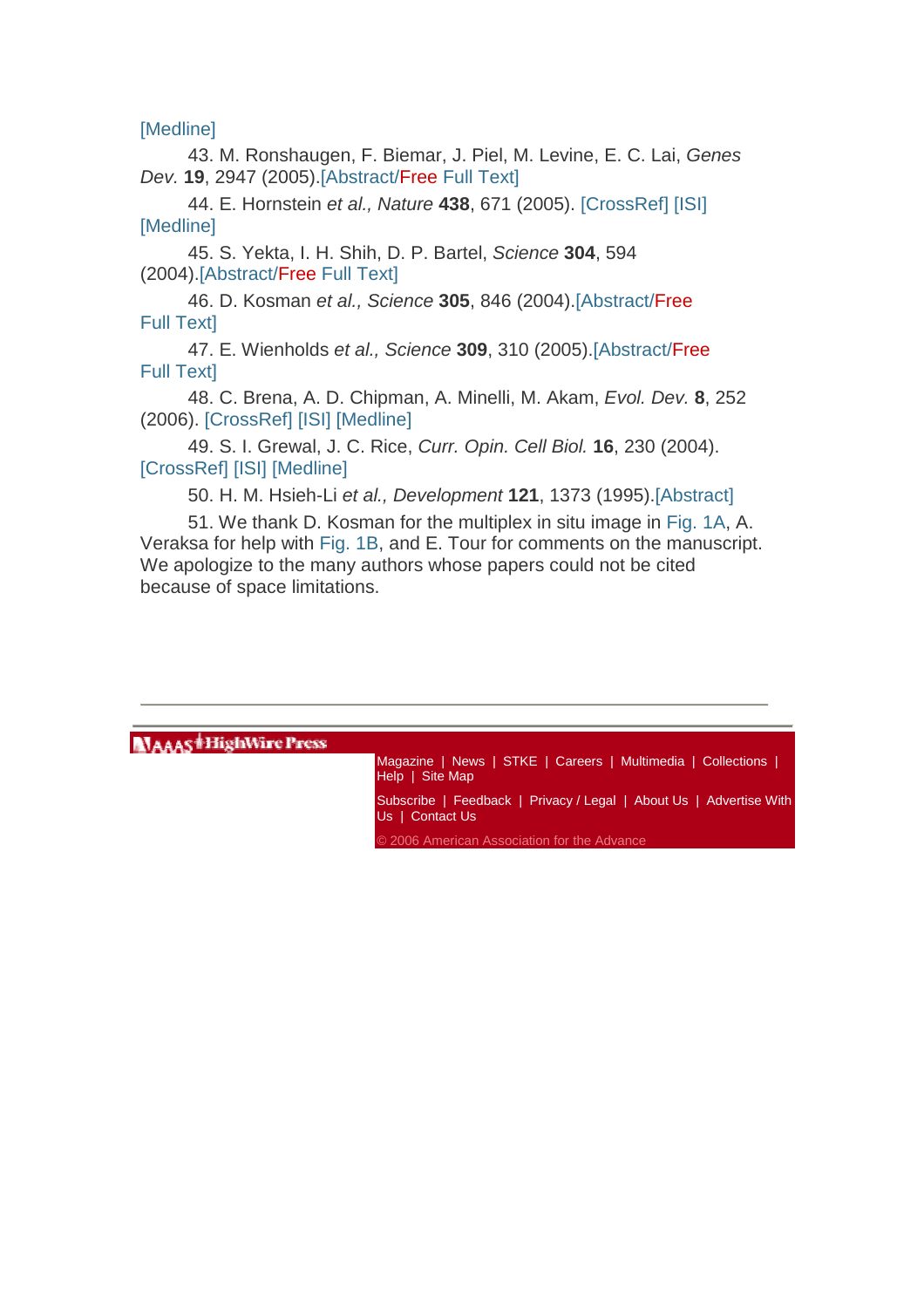[Medline]

43. M. Ronshaugen, F. Biemar, J. Piel, M. Levine, E. C. Lai, *Genes Dev.* **19**, 2947 (2005).[Abstract/Free Full Text]

44. E. Hornstein *et al., Nature* **438**, 671 (2005). [CrossRef] [ISI] [Medline]

45. S. Yekta, I. H. Shih, D. P. Bartel, *Science* **304**, 594 (2004).[Abstract/Free Full Text]

46. D. Kosman *et al., Science* **305**, 846 (2004).[Abstract/Free Full Text]

47. E. Wienholds *et al., Science* **309**, 310 (2005).[Abstract/Free Full Text]

48. C. Brena, A. D. Chipman, A. Minelli, M. Akam, *Evol. Dev.* **8**, 252 (2006). [CrossRef] [ISI] [Medline]

49. S. I. Grewal, J. C. Rice, *Curr. Opin. Cell Biol.* **16**, 230 (2004). [CrossRef] [ISI] [Medline]

50. H. M. Hsieh-Li *et al., Development* **121**, 1373 (1995).[Abstract]

51. We thank D. Kosman for the multiplex in situ image in Fig. 1A, A. Veraksa for help with Fig. 1B, and E. Tour for comments on the manuscript. We apologize to the many authors whose papers could not be cited because of space limitations.

---

AAAS HighWire Press

Magazine | News | STKE | Careers | Multimedia | Collections | Help | Site Map

Subscribe | Feedback | Privacy / Legal | About Us | Advertise With Us | Contact Us

© 2006 American Association for the Advance